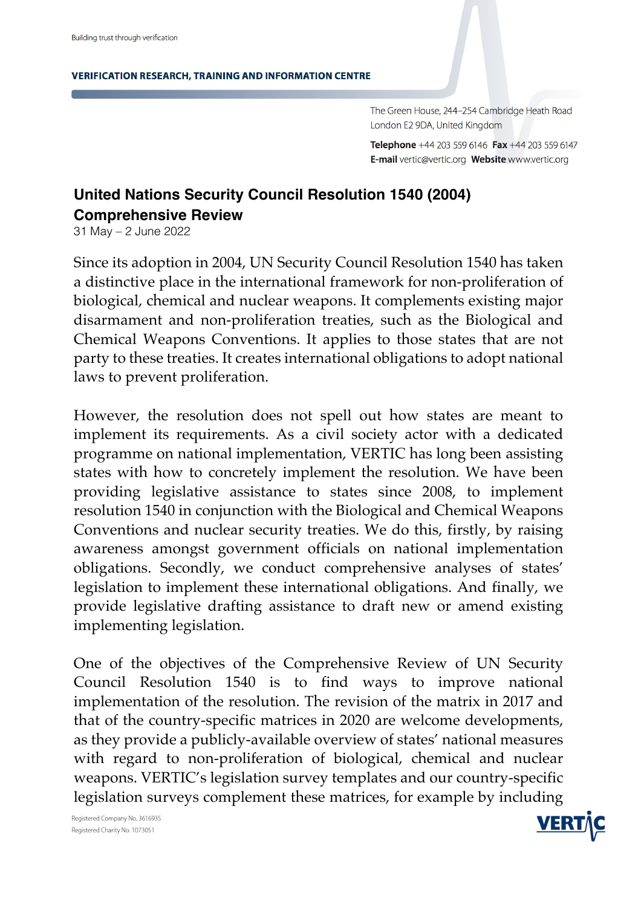Building trust through verification

VERIFICATION RESEARCH, TRAINING AND INFORMATION CENTRE

The Green House, 244–254 Cambridge Heath Road
London E2 9DA, United Kingdom

**Telephone** +44 203 559 6146 **Fax** +44 203 559 6147
**E-mail** vertic@vertic.org **Website** www.vertic.org

# United Nations Security Council Resolution 1540 (2004) Comprehensive Review

31 May – 2 June 2022

Since its adoption in 2004, UN Security Council Resolution 1540 has taken a distinctive place in the international framework for non-proliferation of biological, chemical and nuclear weapons. It complements existing major disarmament and non-proliferation treaties, such as the Biological and Chemical Weapons Conventions. It applies to those states that are not party to these treaties. It creates international obligations to adopt national laws to prevent proliferation.

However, the resolution does not spell out how states are meant to implement its requirements. As a civil society actor with a dedicated programme on national implementation, VERTIC has long been assisting states with how to concretely implement the resolution. We have been providing legislative assistance to states since 2008, to implement resolution 1540 in conjunction with the Biological and Chemical Weapons Conventions and nuclear security treaties. We do this, firstly, by raising awareness amongst government officials on national implementation obligations. Secondly, we conduct comprehensive analyses of states' legislation to implement these international obligations. And finally, we provide legislative drafting assistance to draft new or amend existing implementing legislation.

One of the objectives of the Comprehensive Review of UN Security Council Resolution 1540 is to find ways to improve national implementation of the resolution. The revision of the matrix in 2017 and that of the country-specific matrices in 2020 are welcome developments, as they provide a publicly-available overview of states' national measures with regard to non-proliferation of biological, chemical and nuclear weapons. VERTIC's legislation survey templates and our country-specific legislation surveys complement these matrices, for example by including

Registered Company No. 3616935
Registered Charity No. 1073051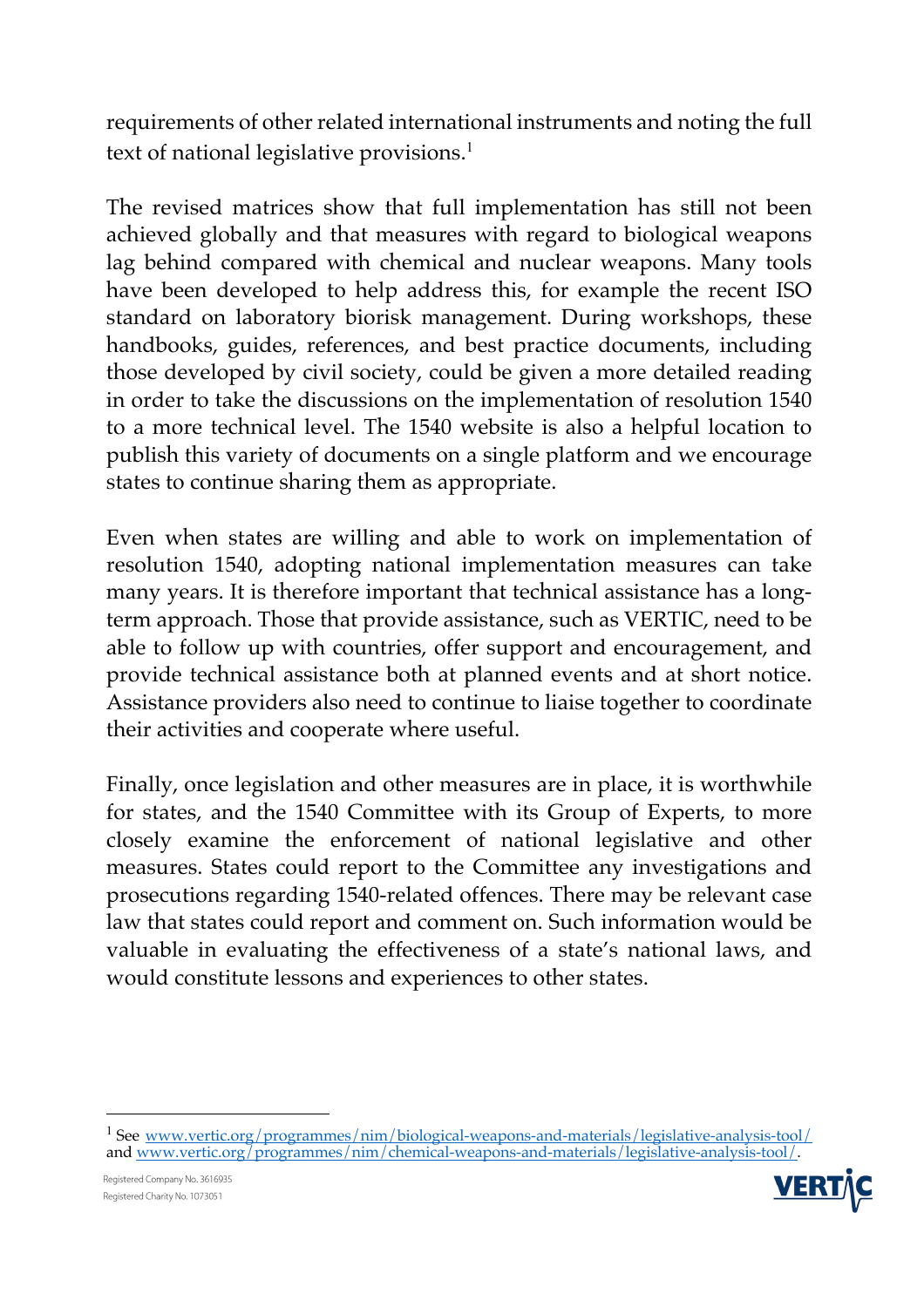requirements of other related international instruments and noting the full text of national legislative provisions.[1]

The revised matrices show that full implementation has still not been achieved globally and that measures with regard to biological weapons lag behind compared with chemical and nuclear weapons. Many tools have been developed to help address this, for example the recent ISO standard on laboratory biorisk management. During workshops, these handbooks, guides, references, and best practice documents, including those developed by civil society, could be given a more detailed reading in order to take the discussions on the implementation of resolution 1540 to a more technical level. The 1540 website is also a helpful location to publish this variety of documents on a single platform and we encourage states to continue sharing them as appropriate.

Even when states are willing and able to work on implementation of resolution 1540, adopting national implementation measures can take many years. It is therefore important that technical assistance has a long-term approach. Those that provide assistance, such as VERTIC, need to be able to follow up with countries, offer support and encouragement, and provide technical assistance both at planned events and at short notice. Assistance providers also need to continue to liaise together to coordinate their activities and cooperate where useful.

Finally, once legislation and other measures are in place, it is worthwhile for states, and the 1540 Committee with its Group of Experts, to more closely examine the enforcement of national legislative and other measures. States could report to the Committee any investigations and prosecutions regarding 1540-related offences. There may be relevant case law that states could report and comment on. Such information would be valuable in evaluating the effectiveness of a state's national laws, and would constitute lessons and experiences to other states.

---

[1] See www.vertic.org/programmes/nim/biological-weapons-and-materials/legislative-analysis-tool/ and www.vertic.org/programmes/nim/chemical-weapons-and-materials/legislative-analysis-tool/.